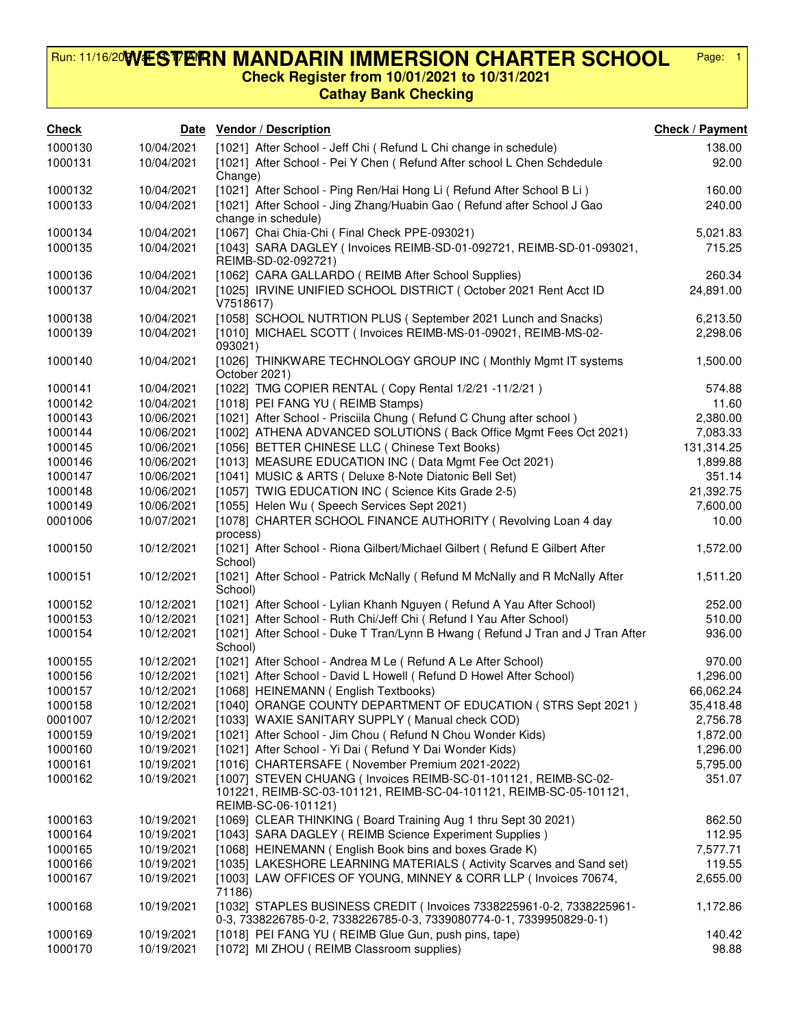# WESTERN MANDARIN IMMERSION CHARTER SCHOOL

**Check Register from 10/01/2021 to 10/31/2021**

**Cathay Bank Checking**

| Check | Date | Vendor / Description | Check / Payment |
|---|---|---|---|
| 1000130 | 10/04/2021 | [1021] After School - Jeff Chi ( Refund L Chi change in schedule) | 138.00 |
| 1000131 | 10/04/2021 | [1021] After School - Pei Y Chen ( Refund After school L Chen Schdedule Change) | 92.00 |
| 1000132 | 10/04/2021 | [1021] After School - Ping Ren/Hai Hong Li ( Refund After School B Li ) | 160.00 |
| 1000133 | 10/04/2021 | [1021] After School - Jing Zhang/Huabin Gao ( Refund after School J Gao change in schedule) | 240.00 |
| 1000134 | 10/04/2021 | [1067] Chai Chia-Chi ( Final Check PPE-093021) | 5,021.83 |
| 1000135 | 10/04/2021 | [1043] SARA DAGLEY ( Invoices REIMB-SD-01-092721, REIMB-SD-01-093021, REIMB-SD-02-092721) | 715.25 |
| 1000136 | 10/04/2021 | [1062] CARA GALLARDO ( REIMB After School Supplies) | 260.34 |
| 1000137 | 10/04/2021 | [1025] IRVINE UNIFIED SCHOOL DISTRICT ( October 2021 Rent Acct ID V7518617) | 24,891.00 |
| 1000138 | 10/04/2021 | [1058] SCHOOL NUTRTION PLUS ( September 2021 Lunch and Snacks) | 6,213.50 |
| 1000139 | 10/04/2021 | [1010] MICHAEL SCOTT ( Invoices REIMB-MS-01-09021, REIMB-MS-02-093021) | 2,298.06 |
| 1000140 | 10/04/2021 | [1026] THINKWARE TECHNOLOGY GROUP INC ( Monthly Mgmt IT systems October 2021) | 1,500.00 |
| 1000141 | 10/04/2021 | [1022] TMG COPIER RENTAL ( Copy Rental 1/2/21 -11/2/21 ) | 574.88 |
| 1000142 | 10/04/2021 | [1018] PEI FANG YU ( REIMB Stamps) | 11.60 |
| 1000143 | 10/06/2021 | [1021] After School - Prisciila Chung ( Refund C Chung after school ) | 2,380.00 |
| 1000144 | 10/06/2021 | [1002] ATHENA ADVANCED SOLUTIONS ( Back Office Mgmt Fees Oct 2021) | 7,083.33 |
| 1000145 | 10/06/2021 | [1056] BETTER CHINESE LLC ( Chinese Text Books) | 131,314.25 |
| 1000146 | 10/06/2021 | [1013] MEASURE EDUCATION INC ( Data Mgmt Fee Oct 2021) | 1,899.88 |
| 1000147 | 10/06/2021 | [1041] MUSIC & ARTS ( Deluxe 8-Note Diatonic Bell Set) | 351.14 |
| 1000148 | 10/06/2021 | [1057] TWIG EDUCATION INC ( Science Kits Grade 2-5) | 21,392.75 |
| 1000149 | 10/06/2021 | [1055] Helen Wu ( Speech Services Sept 2021) | 7,600.00 |
| 0001006 | 10/07/2021 | [1078] CHARTER SCHOOL FINANCE AUTHORITY ( Revolving Loan 4 day process) | 10.00 |
| 1000150 | 10/12/2021 | [1021] After School - Riona Gilbert/Michael Gilbert ( Refund E Gilbert After School) | 1,572.00 |
| 1000151 | 10/12/2021 | [1021] After School - Patrick McNally ( Refund M McNally and R McNally After School) | 1,511.20 |
| 1000152 | 10/12/2021 | [1021] After School - Lylian Khanh Nguyen ( Refund A Yau After School) | 252.00 |
| 1000153 | 10/12/2021 | [1021] After School - Ruth Chi/Jeff Chi ( Refund I Yau After School) | 510.00 |
| 1000154 | 10/12/2021 | [1021] After School - Duke T Tran/Lynn B Hwang ( Refund J Tran and J Tran After School) | 936.00 |
| 1000155 | 10/12/2021 | [1021] After School - Andrea M Le ( Refund A Le After School) | 970.00 |
| 1000156 | 10/12/2021 | [1021] After School - David L Howell ( Refund D Howel After School) | 1,296.00 |
| 1000157 | 10/12/2021 | [1068] HEINEMANN ( English Textbooks) | 66,062.24 |
| 1000158 | 10/12/2021 | [1040] ORANGE COUNTY DEPARTMENT OF EDUCATION ( STRS Sept 2021 ) | 35,418.48 |
| 0001007 | 10/12/2021 | [1033] WAXIE SANITARY SUPPLY ( Manual check COD) | 2,756.78 |
| 1000159 | 10/19/2021 | [1021] After School - Jim Chou ( Refund N Chou Wonder Kids) | 1,872.00 |
| 1000160 | 10/19/2021 | [1021] After School - Yi Dai ( Refund Y Dai Wonder Kids) | 1,296.00 |
| 1000161 | 10/19/2021 | [1016] CHARTERSAFE ( November Premium 2021-2022) | 5,795.00 |
| 1000162 | 10/19/2021 | [1007] STEVEN CHUANG ( Invoices REIMB-SC-01-101121, REIMB-SC-02-101221, REIMB-SC-03-101121, REIMB-SC-04-101121, REIMB-SC-05-101121, REIMB-SC-06-101121) | 351.07 |
| 1000163 | 10/19/2021 | [1069] CLEAR THINKING ( Board Training Aug 1 thru Sept 30 2021) | 862.50 |
| 1000164 | 10/19/2021 | [1043] SARA DAGLEY ( REIMB Science Experiment Supplies ) | 112.95 |
| 1000165 | 10/19/2021 | [1068] HEINEMANN ( English Book bins and boxes Grade K) | 7,577.71 |
| 1000166 | 10/19/2021 | [1035] LAKESHORE LEARNING MATERIALS ( Activity Scarves and Sand set) | 119.55 |
| 1000167 | 10/19/2021 | [1003] LAW OFFICES OF YOUNG, MINNEY & CORR LLP ( Invoices 70674, 71186) | 2,655.00 |
| 1000168 | 10/19/2021 | [1032] STAPLES BUSINESS CREDIT ( Invoices 7338225961-0-2, 7338225961-0-3, 7338226785-0-2, 7338226785-0-3, 7339080774-0-1, 7339950829-0-1) | 1,172.86 |
| 1000169 | 10/19/2021 | [1018] PEI FANG YU ( REIMB Glue Gun, push pins, tape) | 140.42 |
| 1000170 | 10/19/2021 | [1072] MI ZHOU ( REIMB Classroom supplies) | 98.88 |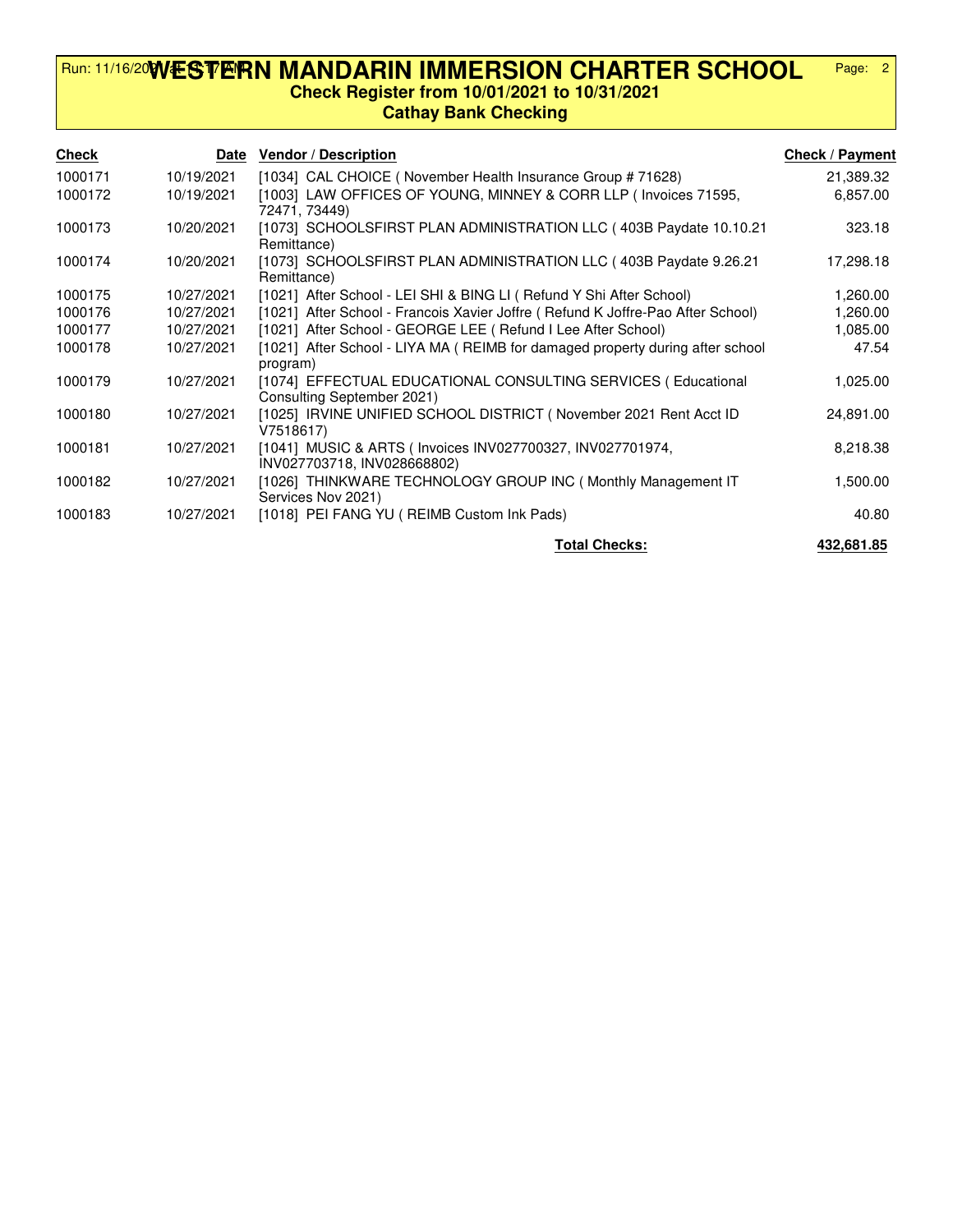# WESTERN MANDARIN IMMERSION CHARTER SCHOOL

**Check Register from 10/01/2021 to 10/31/2021**

**Cathay Bank Checking**

| Check | Date | Vendor / Description | Check / Payment |
|---|---|---|---|
| 1000171 | 10/19/2021 | [1034] CAL CHOICE ( November Health Insurance Group # 71628) | 21,389.32 |
| 1000172 | 10/19/2021 | [1003] LAW OFFICES OF YOUNG, MINNEY & CORR LLP ( Invoices 71595, 72471, 73449) | 6,857.00 |
| 1000173 | 10/20/2021 | [1073] SCHOOLSFIRST PLAN ADMINISTRATION LLC ( 403B Paydate 10.10.21 Remittance) | 323.18 |
| 1000174 | 10/20/2021 | [1073] SCHOOLSFIRST PLAN ADMINISTRATION LLC ( 403B Paydate 9.26.21 Remittance) | 17,298.18 |
| 1000175 | 10/27/2021 | [1021] After School - LEI SHI & BING LI ( Refund Y Shi After School) | 1,260.00 |
| 1000176 | 10/27/2021 | [1021] After School - Francois Xavier Joffre ( Refund K Joffre-Pao After School) | 1,260.00 |
| 1000177 | 10/27/2021 | [1021] After School - GEORGE LEE ( Refund I Lee After School) | 1,085.00 |
| 1000178 | 10/27/2021 | [1021] After School - LIYA MA ( REIMB for damaged property during after school program) | 47.54 |
| 1000179 | 10/27/2021 | [1074] EFFECTUAL EDUCATIONAL CONSULTING SERVICES ( Educational Consulting September 2021) | 1,025.00 |
| 1000180 | 10/27/2021 | [1025] IRVINE UNIFIED SCHOOL DISTRICT ( November 2021 Rent Acct ID V7518617) | 24,891.00 |
| 1000181 | 10/27/2021 | [1041] MUSIC & ARTS ( Invoices INV027700327, INV027701974, INV027703718, INV028668802) | 8,218.38 |
| 1000182 | 10/27/2021 | [1026] THINKWARE TECHNOLOGY GROUP INC ( Monthly Management IT Services Nov 2021) | 1,500.00 |
| 1000183 | 10/27/2021 | [1018] PEI FANG YU ( REIMB Custom Ink Pads) | 40.80 |
| | | **Total Checks:** | **432,681.85** |